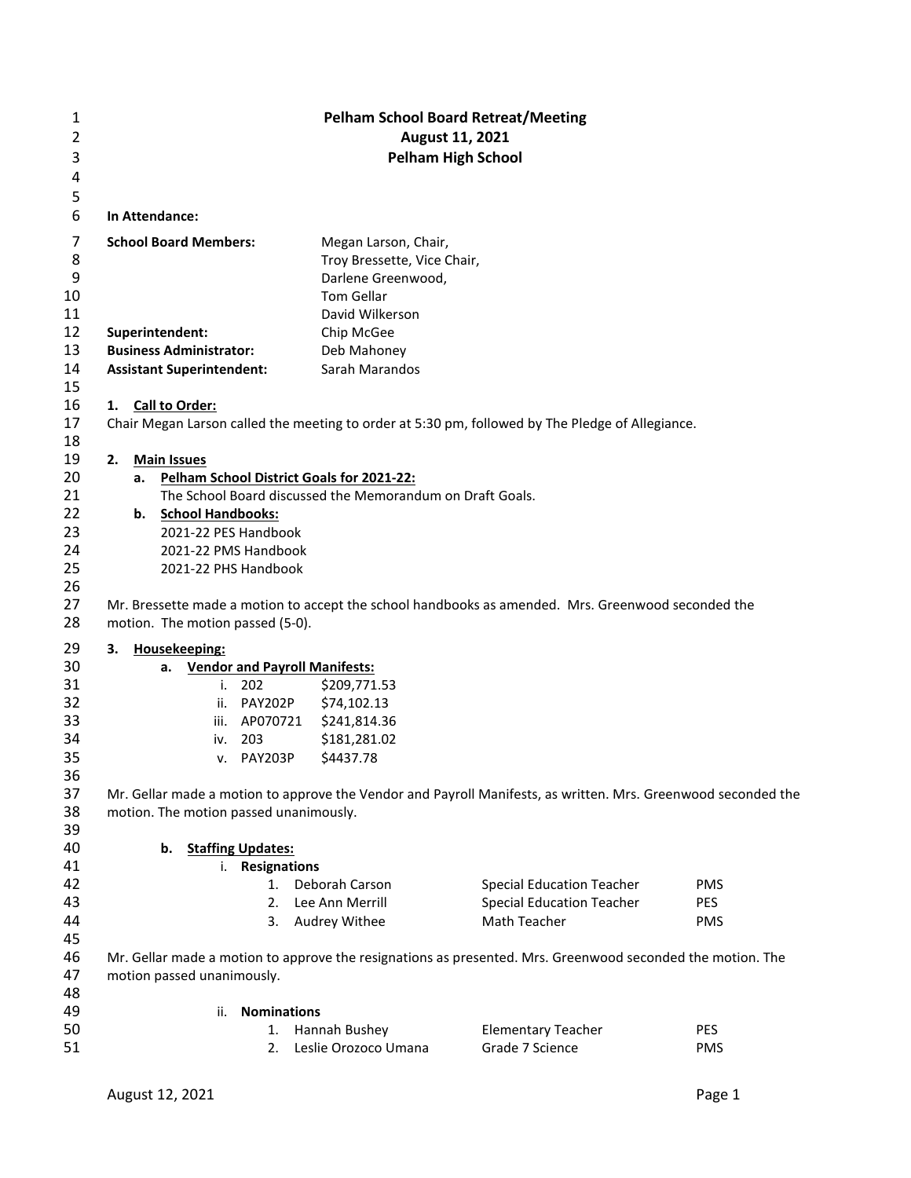# Pelham School Board Retreat/Meeting
## August 11, 2021
## Pelham High School

**In Attendance:**

| | |
|---|---|
| **School Board Members:** | Megan Larson, Chair, |
| | Troy Bressette, Vice Chair, |
| | Darlene Greenwood, |
| | Tom Gellar |
| | David Wilkerson |
| **Superintendent:** | Chip McGee |
| **Business Administrator:** | Deb Mahoney |
| **Assistant Superintendent:** | Sarah Marandos |

1. **Call to Order:**

Chair Megan Larson called the meeting to order at 5:30 pm, followed by The Pledge of Allegiance.

2. **Main Issues**
   a. **Pelham School District Goals for 2021-22:**
   The School Board discussed the Memorandum on Draft Goals.
   b. **School Handbooks:**
   2021-22 PES Handbook
   2021-22 PMS Handbook
   2021-22 PHS Handbook

Mr. Bressette made a motion to accept the school handbooks as amended. Mrs. Greenwood seconded the motion. The motion passed (5-0).

3. **Housekeeping:**
   a. **Vendor and Payroll Manifests:**
      i. 202 $209,771.53
      ii. PAY202P $74,102.13
      iii. AP070721 $241,814.36
      iv. 203 $181,281.02
      v. PAY203P $4437.78

Mr. Gellar made a motion to approve the Vendor and Payroll Manifests, as written. Mrs. Greenwood seconded the motion. The motion passed unanimously.

   b. **Staffing Updates:**
      i. **Resignations**

| | Name | Position | School |
|---|---|---|---|
| 1. | Deborah Carson | Special Education Teacher | PMS |
| 2. | Lee Ann Merrill | Special Education Teacher | PES |
| 3. | Audrey Withee | Math Teacher | PMS |

Mr. Gellar made a motion to approve the resignations as presented. Mrs. Greenwood seconded the motion. The motion passed unanimously.

      ii. **Nominations**

| | Name | Position | School |
|---|---|---|---|
| 1. | Hannah Bushey | Elementary Teacher | PES |
| 2. | Leslie Orozoco Umana | Grade 7 Science | PMS |

August 12, 2021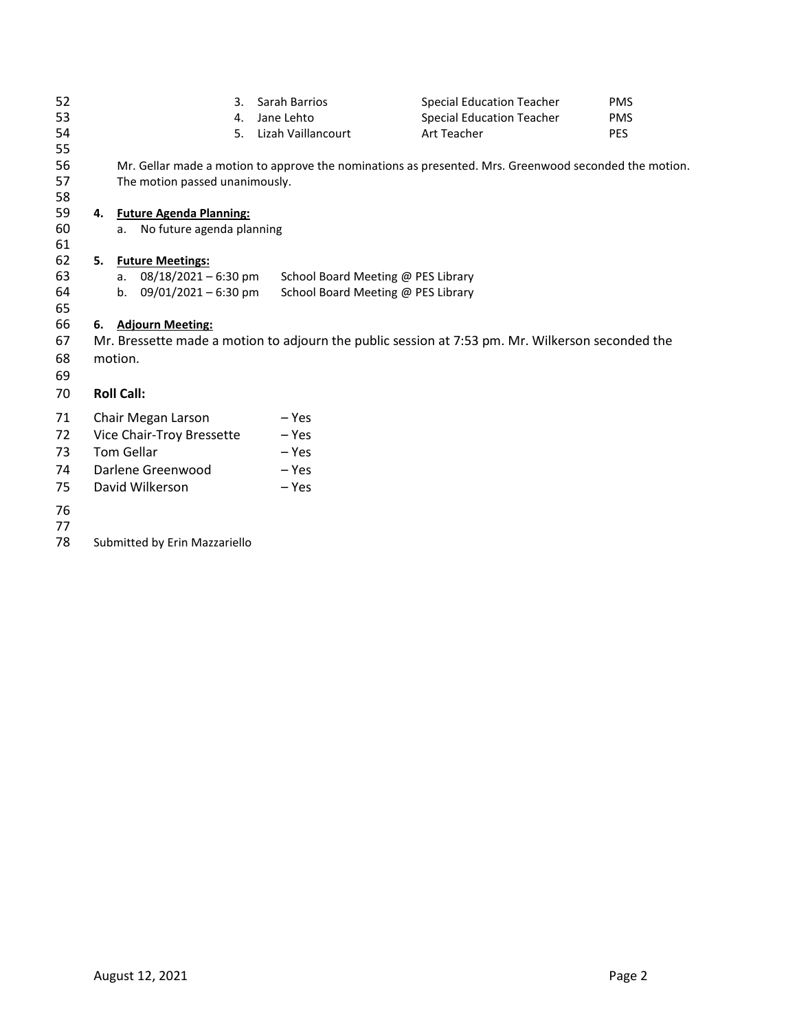| | | | |
|---|---|---|---|
| 3. | Sarah Barrios | Special Education Teacher | PMS |
| 4. | Jane Lehto | Special Education Teacher | PMS |
| 5. | Lizah Vaillancourt | Art Teacher | PES |

Mr. Gellar made a motion to approve the nominations as presented. Mrs. Greenwood seconded the motion. The motion passed unanimously.

4. **Future Agenda Planning:**
   a. No future agenda planning

5. **Future Meetings:**
   a. 08/18/2021 – 6:30 pm School Board Meeting @ PES Library
   b. 09/01/2021 – 6:30 pm School Board Meeting @ PES Library

6. **Adjourn Meeting:**

Mr. Bressette made a motion to adjourn the public session at 7:53 pm. Mr. Wilkerson seconded the motion.

**Roll Call:**

| | |
|---|---|
| Chair Megan Larson | – Yes |
| Vice Chair-Troy Bressette | – Yes |
| Tom Gellar | – Yes |
| Darlene Greenwood | – Yes |
| David Wilkerson | – Yes |

Submitted by Erin Mazzariello